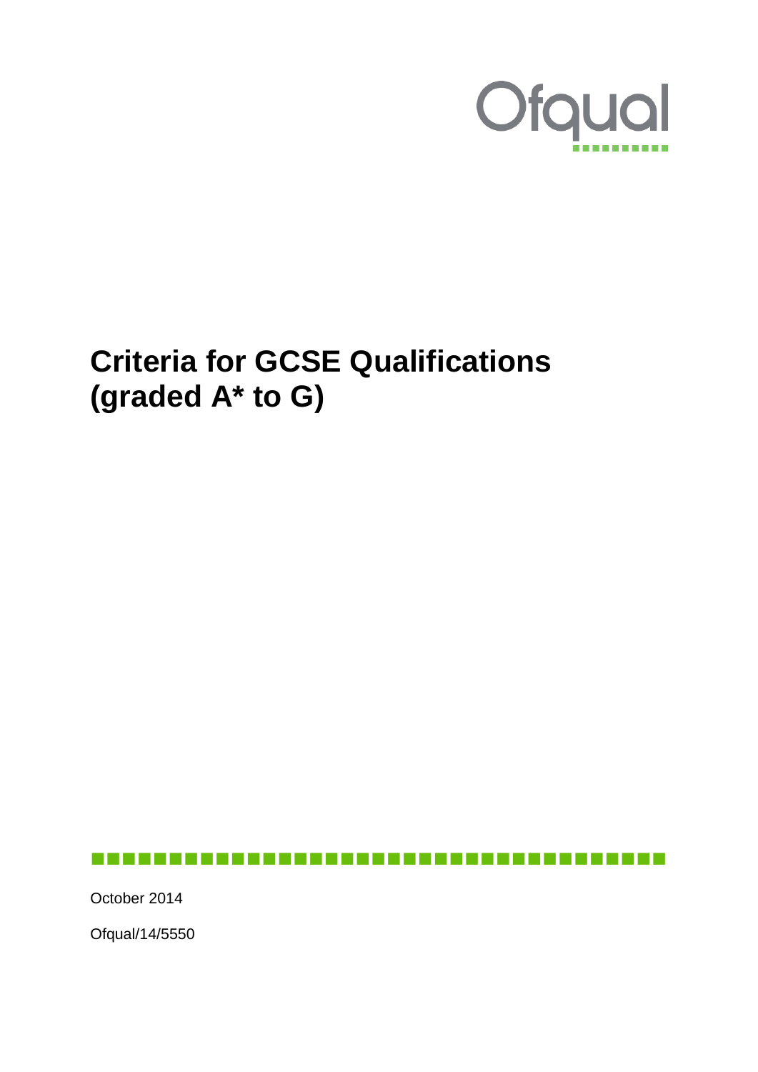Ofqual

# Criteria for GCSE Qualifications (graded A* to G)

October 2014

Ofqual/14/5550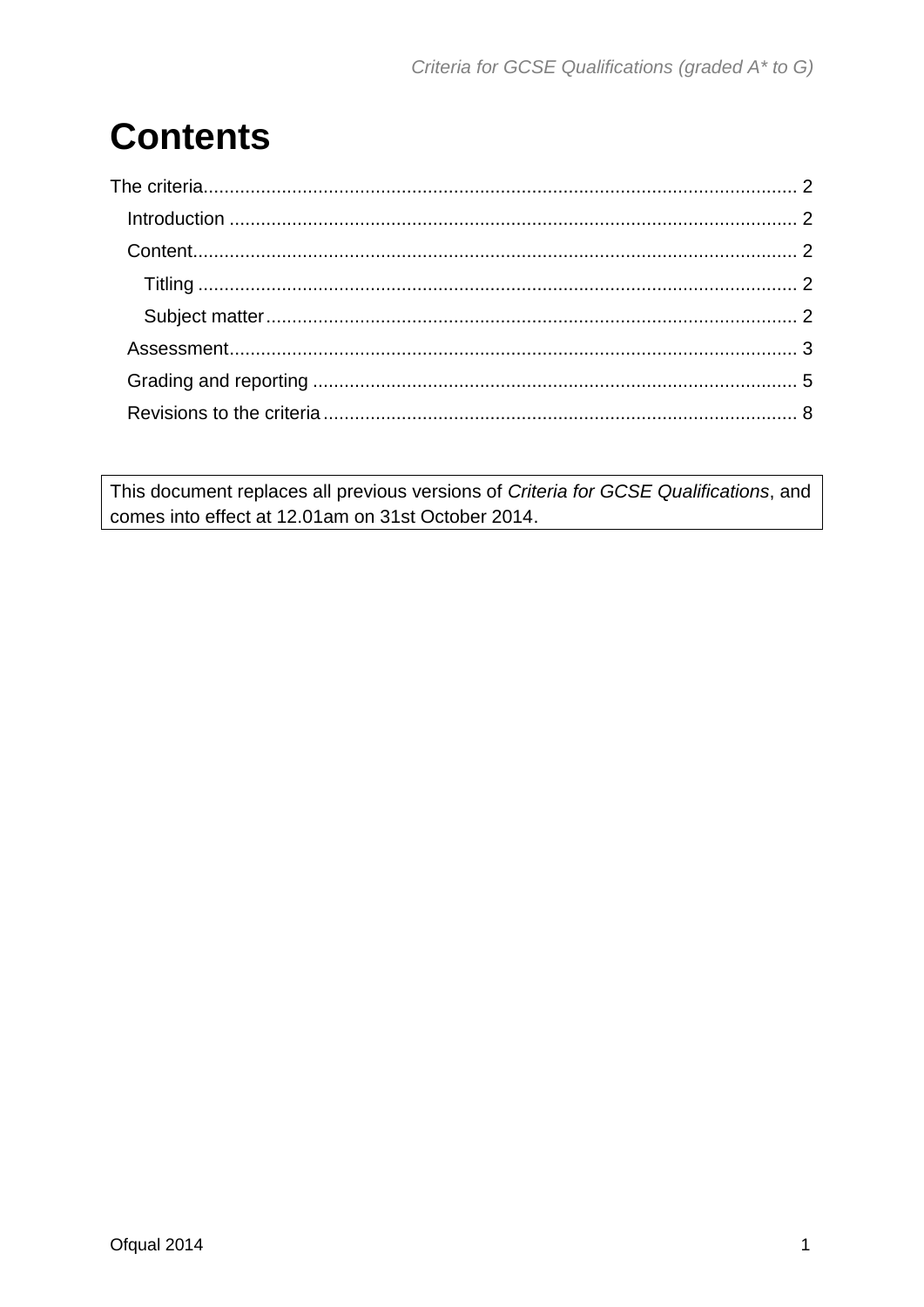# Contents

The criteria........................................................................................................ 2

- Introduction ........................................................................................................ 2
- Content........................................................................................................ 2
  - Titling ........................................................................................................ 2
  - Subject matter........................................................................................................ 2
- Assessment........................................................................................................ 3
- Grading and reporting ........................................................................................................ 5
- Revisions to the criteria........................................................................................................ 8

This document replaces all previous versions of *Criteria for GCSE Qualifications*, and comes into effect at 12.01am on 31st October 2014.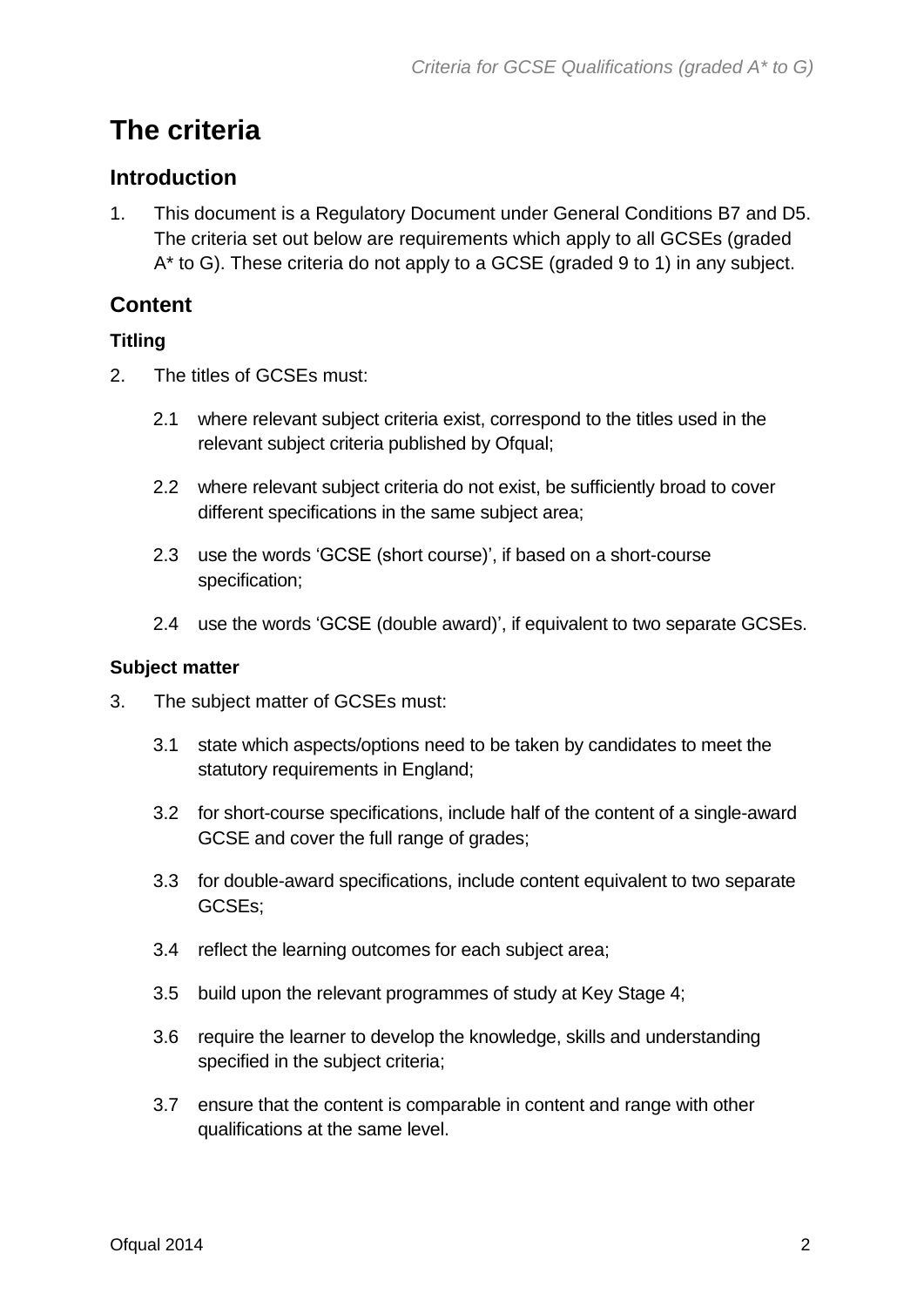# The criteria

## Introduction

1. This document is a Regulatory Document under General Conditions B7 and D5. The criteria set out below are requirements which apply to all GCSEs (graded A* to G). These criteria do not apply to a GCSE (graded 9 to 1) in any subject.

## Content

### Titling

2. The titles of GCSEs must:

   2.1 where relevant subject criteria exist, correspond to the titles used in the relevant subject criteria published by Ofqual;

   2.2 where relevant subject criteria do not exist, be sufficiently broad to cover different specifications in the same subject area;

   2.3 use the words 'GCSE (short course)', if based on a short-course specification;

   2.4 use the words 'GCSE (double award)', if equivalent to two separate GCSEs.

### Subject matter

3. The subject matter of GCSEs must:

   3.1 state which aspects/options need to be taken by candidates to meet the statutory requirements in England;

   3.2 for short-course specifications, include half of the content of a single-award GCSE and cover the full range of grades;

   3.3 for double-award specifications, include content equivalent to two separate GCSEs;

   3.4 reflect the learning outcomes for each subject area;

   3.5 build upon the relevant programmes of study at Key Stage 4;

   3.6 require the learner to develop the knowledge, skills and understanding specified in the subject criteria;

   3.7 ensure that the content is comparable in content and range with other qualifications at the same level.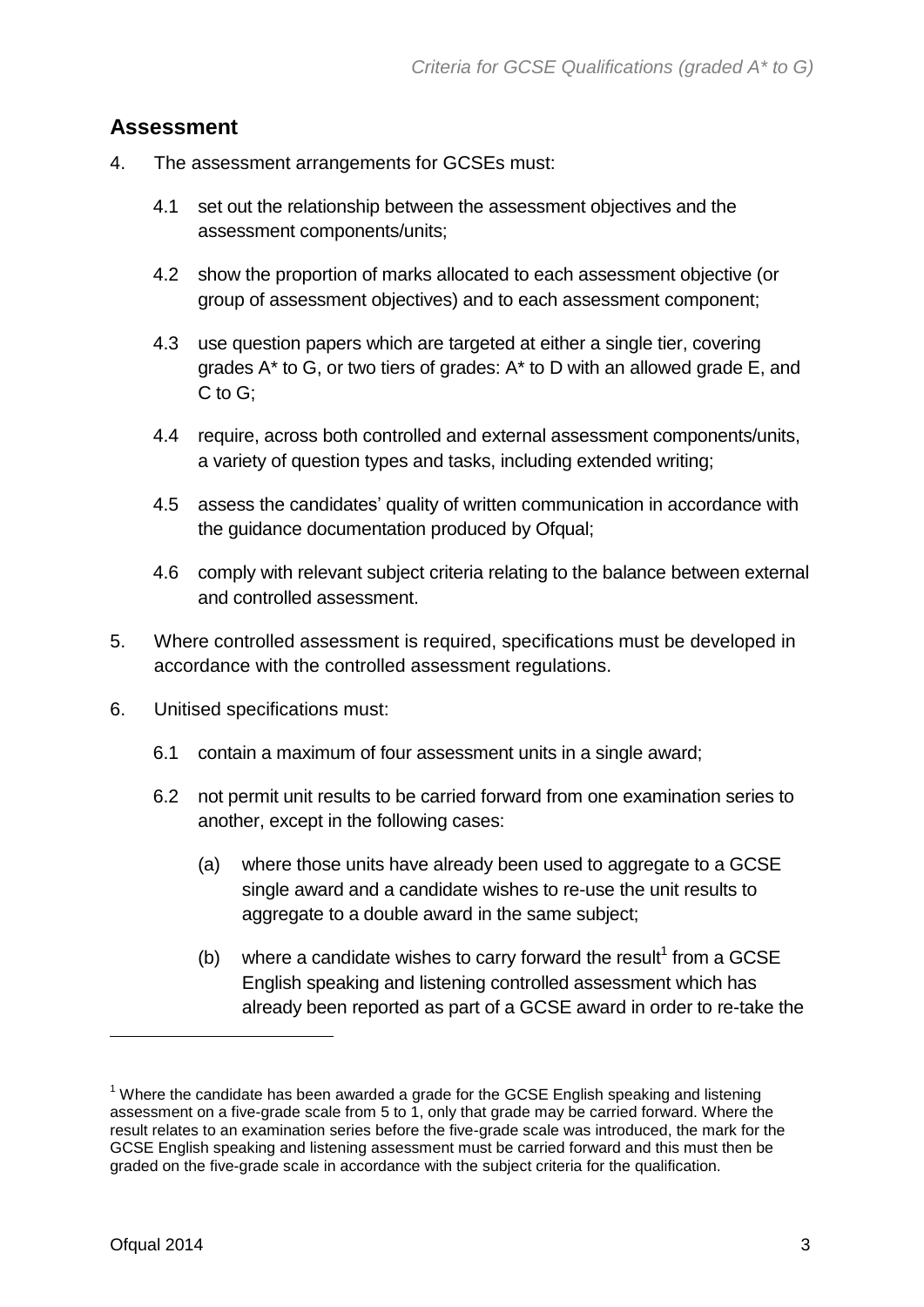## Assessment

4. The assessment arrangements for GCSEs must:

   4.1 set out the relationship between the assessment objectives and the assessment components/units;

   4.2 show the proportion of marks allocated to each assessment objective (or group of assessment objectives) and to each assessment component;

   4.3 use question papers which are targeted at either a single tier, covering grades A* to G, or two tiers of grades: A* to D with an allowed grade E, and C to G;

   4.4 require, across both controlled and external assessment components/units, a variety of question types and tasks, including extended writing;

   4.5 assess the candidates' quality of written communication in accordance with the guidance documentation produced by Ofqual;

   4.6 comply with relevant subject criteria relating to the balance between external and controlled assessment.

5. Where controlled assessment is required, specifications must be developed in accordance with the controlled assessment regulations.

6. Unitised specifications must:

   6.1 contain a maximum of four assessment units in a single award;

   6.2 not permit unit results to be carried forward from one examination series to another, except in the following cases:

      (a) where those units have already been used to aggregate to a GCSE single award and a candidate wishes to re-use the unit results to aggregate to a double award in the same subject;

      (b) where a candidate wishes to carry forward the result[1] from a GCSE English speaking and listening controlled assessment which has already been reported as part of a GCSE award in order to re-take the

---

[1] Where the candidate has been awarded a grade for the GCSE English speaking and listening assessment on a five-grade scale from 5 to 1, only that grade may be carried forward. Where the result relates to an examination series before the five-grade scale was introduced, the mark for the GCSE English speaking and listening assessment must be carried forward and this must then be graded on the five-grade scale in accordance with the subject criteria for the qualification.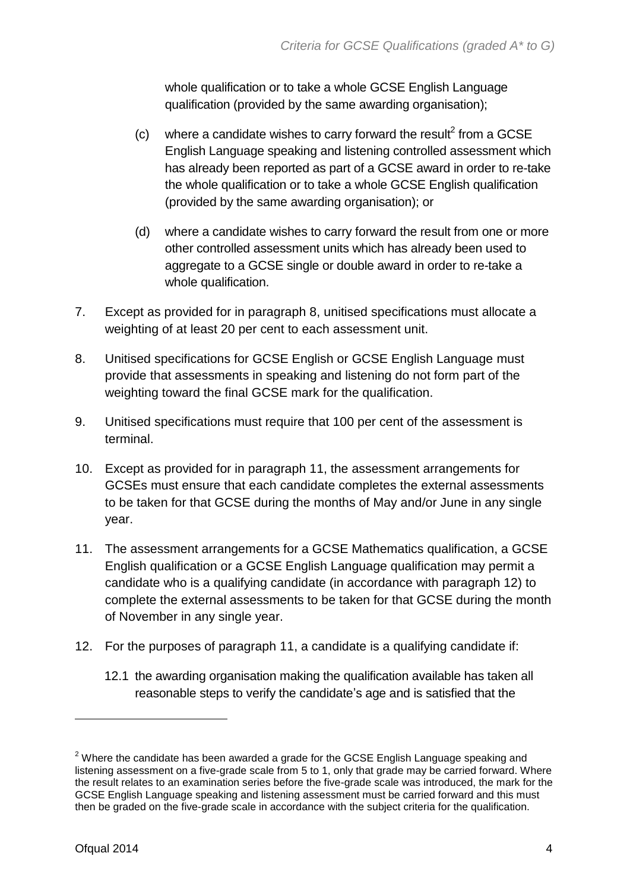whole qualification or to take a whole GCSE English Language qualification (provided by the same awarding organisation);

(c) where a candidate wishes to carry forward the result[2] from a GCSE English Language speaking and listening controlled assessment which has already been reported as part of a GCSE award in order to re-take the whole qualification or to take a whole GCSE English qualification (provided by the same awarding organisation); or

(d) where a candidate wishes to carry forward the result from one or more other controlled assessment units which has already been used to aggregate to a GCSE single or double award in order to re-take a whole qualification.

7. Except as provided for in paragraph 8, unitised specifications must allocate a weighting of at least 20 per cent to each assessment unit.

8. Unitised specifications for GCSE English or GCSE English Language must provide that assessments in speaking and listening do not form part of the weighting toward the final GCSE mark for the qualification.

9. Unitised specifications must require that 100 per cent of the assessment is terminal.

10. Except as provided for in paragraph 11, the assessment arrangements for GCSEs must ensure that each candidate completes the external assessments to be taken for that GCSE during the months of May and/or June in any single year.

11. The assessment arrangements for a GCSE Mathematics qualification, a GCSE English qualification or a GCSE English Language qualification may permit a candidate who is a qualifying candidate (in accordance with paragraph 12) to complete the external assessments to be taken for that GCSE during the month of November in any single year.

12. For the purposes of paragraph 11, a candidate is a qualifying candidate if:

12.1 the awarding organisation making the qualification available has taken all reasonable steps to verify the candidate's age and is satisfied that the

---

[2] Where the candidate has been awarded a grade for the GCSE English Language speaking and listening assessment on a five-grade scale from 5 to 1, only that grade may be carried forward. Where the result relates to an examination series before the five-grade scale was introduced, the mark for the GCSE English Language speaking and listening assessment must be carried forward and this must then be graded on the five-grade scale in accordance with the subject criteria for the qualification.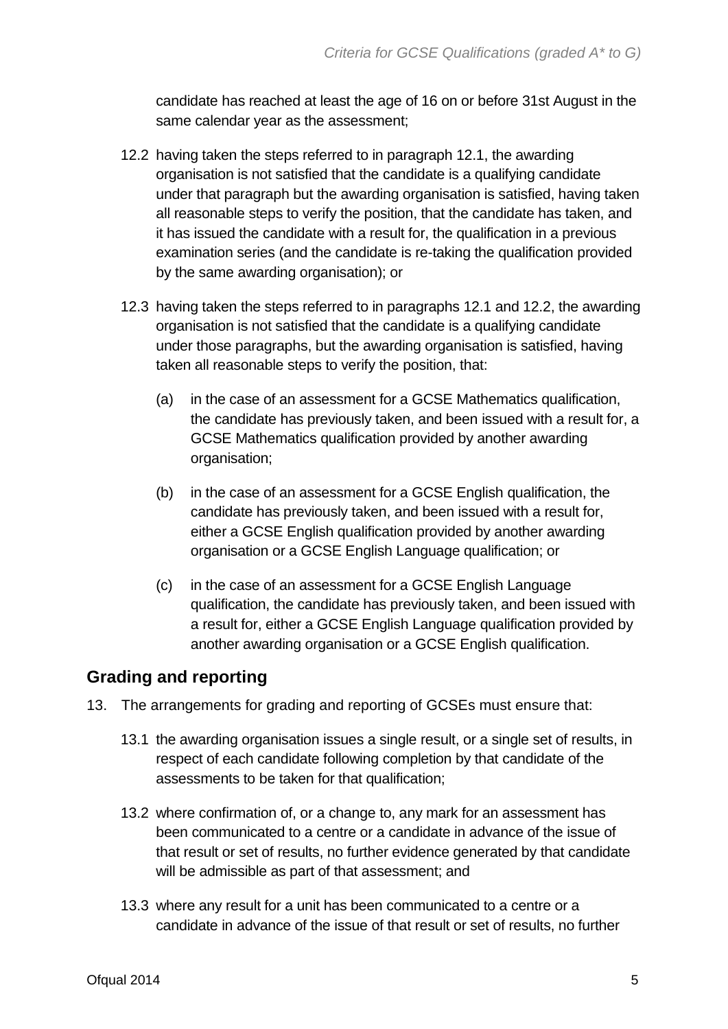candidate has reached at least the age of 16 on or before 31st August in the same calendar year as the assessment;

12.2 having taken the steps referred to in paragraph 12.1, the awarding organisation is not satisfied that the candidate is a qualifying candidate under that paragraph but the awarding organisation is satisfied, having taken all reasonable steps to verify the position, that the candidate has taken, and it has issued the candidate with a result for, the qualification in a previous examination series (and the candidate is re-taking the qualification provided by the same awarding organisation); or

12.3 having taken the steps referred to in paragraphs 12.1 and 12.2, the awarding organisation is not satisfied that the candidate is a qualifying candidate under those paragraphs, but the awarding organisation is satisfied, having taken all reasonable steps to verify the position, that:

(a) in the case of an assessment for a GCSE Mathematics qualification, the candidate has previously taken, and been issued with a result for, a GCSE Mathematics qualification provided by another awarding organisation;

(b) in the case of an assessment for a GCSE English qualification, the candidate has previously taken, and been issued with a result for, either a GCSE English qualification provided by another awarding organisation or a GCSE English Language qualification; or

(c) in the case of an assessment for a GCSE English Language qualification, the candidate has previously taken, and been issued with a result for, either a GCSE English Language qualification provided by another awarding organisation or a GCSE English qualification.

## Grading and reporting

13. The arrangements for grading and reporting of GCSEs must ensure that:

13.1 the awarding organisation issues a single result, or a single set of results, in respect of each candidate following completion by that candidate of the assessments to be taken for that qualification;

13.2 where confirmation of, or a change to, any mark for an assessment has been communicated to a centre or a candidate in advance of the issue of that result or set of results, no further evidence generated by that candidate will be admissible as part of that assessment; and

13.3 where any result for a unit has been communicated to a centre or a candidate in advance of the issue of that result or set of results, no further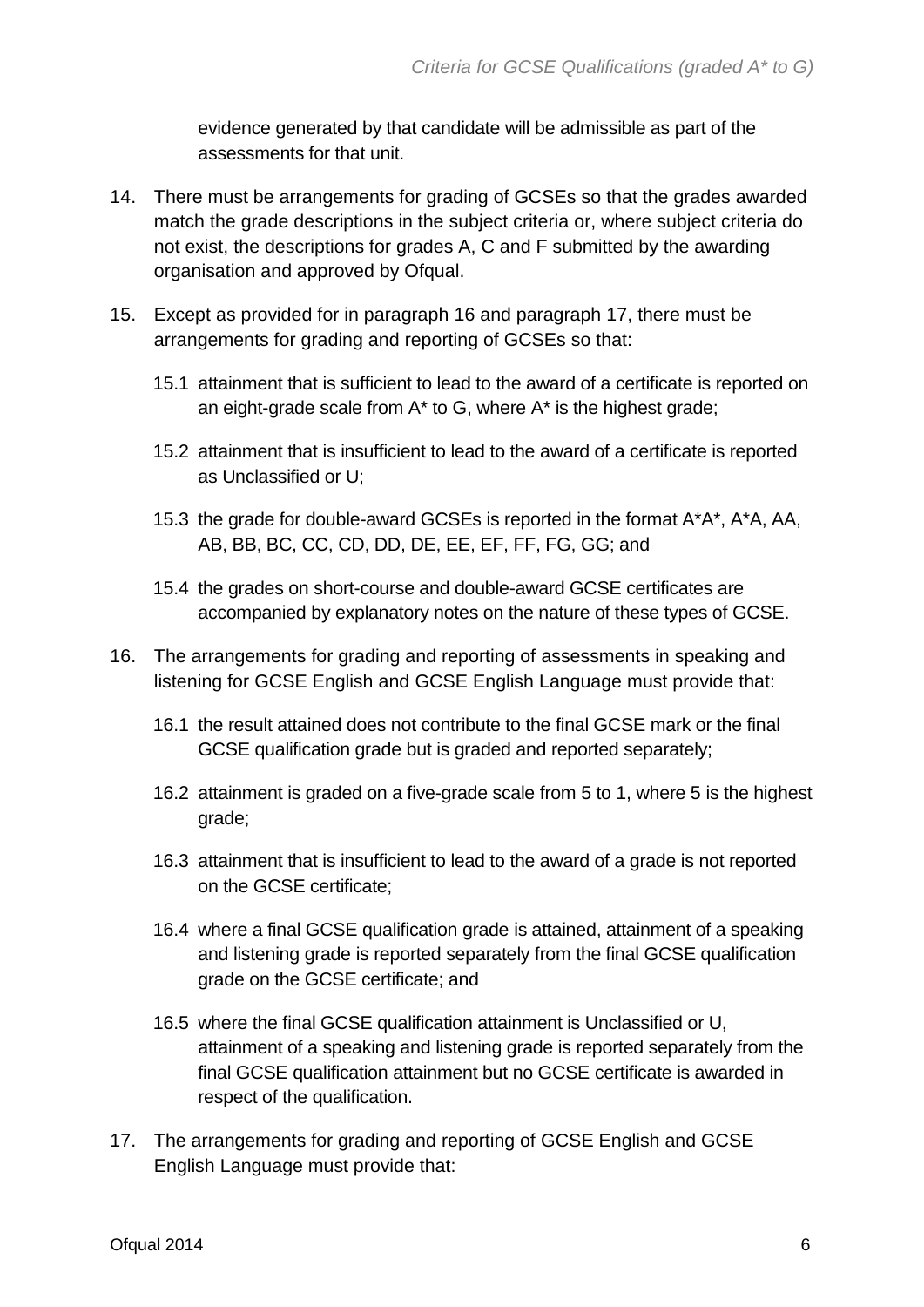evidence generated by that candidate will be admissible as part of the assessments for that unit.

14. There must be arrangements for grading of GCSEs so that the grades awarded match the grade descriptions in the subject criteria or, where subject criteria do not exist, the descriptions for grades A, C and F submitted by the awarding organisation and approved by Ofqual.

15. Except as provided for in paragraph 16 and paragraph 17, there must be arrangements for grading and reporting of GCSEs so that:

    15.1 attainment that is sufficient to lead to the award of a certificate is reported on an eight-grade scale from A* to G, where A* is the highest grade;

    15.2 attainment that is insufficient to lead to the award of a certificate is reported as Unclassified or U;

    15.3 the grade for double-award GCSEs is reported in the format A*A*, A*A, AA, AB, BB, BC, CC, CD, DD, DE, EE, EF, FF, FG, GG; and

    15.4 the grades on short-course and double-award GCSE certificates are accompanied by explanatory notes on the nature of these types of GCSE.

16. The arrangements for grading and reporting of assessments in speaking and listening for GCSE English and GCSE English Language must provide that:

    16.1 the result attained does not contribute to the final GCSE mark or the final GCSE qualification grade but is graded and reported separately;

    16.2 attainment is graded on a five-grade scale from 5 to 1, where 5 is the highest grade;

    16.3 attainment that is insufficient to lead to the award of a grade is not reported on the GCSE certificate;

    16.4 where a final GCSE qualification grade is attained, attainment of a speaking and listening grade is reported separately from the final GCSE qualification grade on the GCSE certificate; and

    16.5 where the final GCSE qualification attainment is Unclassified or U, attainment of a speaking and listening grade is reported separately from the final GCSE qualification attainment but no GCSE certificate is awarded in respect of the qualification.

17. The arrangements for grading and reporting of GCSE English and GCSE English Language must provide that: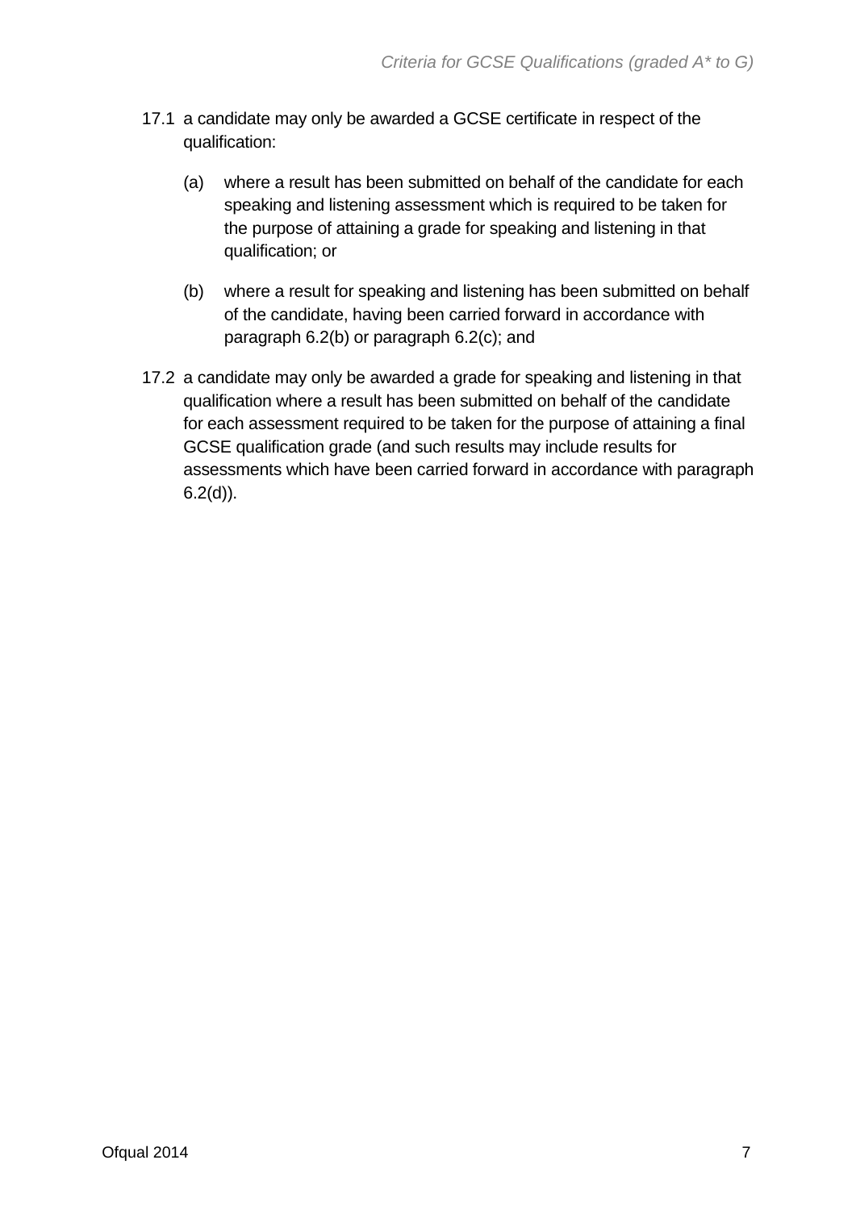17.1 a candidate may only be awarded a GCSE certificate in respect of the qualification:

   (a) where a result has been submitted on behalf of the candidate for each speaking and listening assessment which is required to be taken for the purpose of attaining a grade for speaking and listening in that qualification; or

   (b) where a result for speaking and listening has been submitted on behalf of the candidate, having been carried forward in accordance with paragraph 6.2(b) or paragraph 6.2(c); and

17.2 a candidate may only be awarded a grade for speaking and listening in that qualification where a result has been submitted on behalf of the candidate for each assessment required to be taken for the purpose of attaining a final GCSE qualification grade (and such results may include results for assessments which have been carried forward in accordance with paragraph 6.2(d)).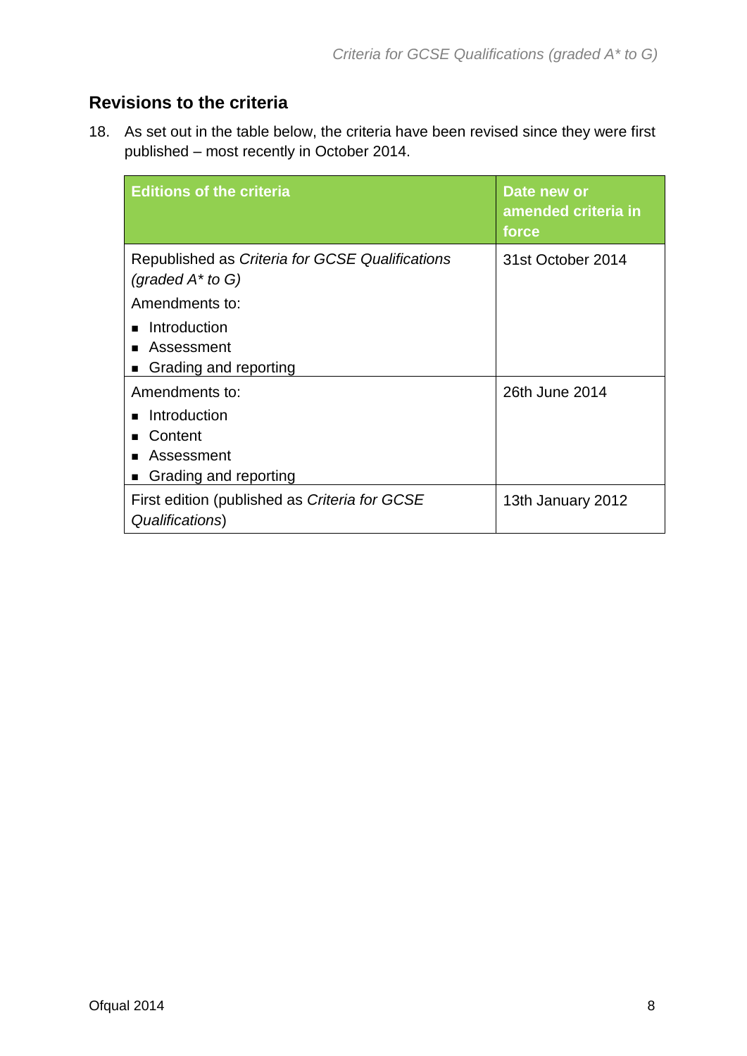## Revisions to the criteria

18. As set out in the table below, the criteria have been revised since they were first published – most recently in October 2014.

| Editions of the criteria | Date new or amended criteria in force |
|---|---|
| Republished as *Criteria for GCSE Qualifications (graded A* to G)*<br>Amendments to:<br>▪ Introduction<br>▪ Assessment<br>▪ Grading and reporting | 31st October 2014 |
| Amendments to:<br>▪ Introduction<br>▪ Content<br>▪ Assessment<br>▪ Grading and reporting | 26th June 2014 |
| First edition (published as *Criteria for GCSE Qualifications*) | 13th January 2012 |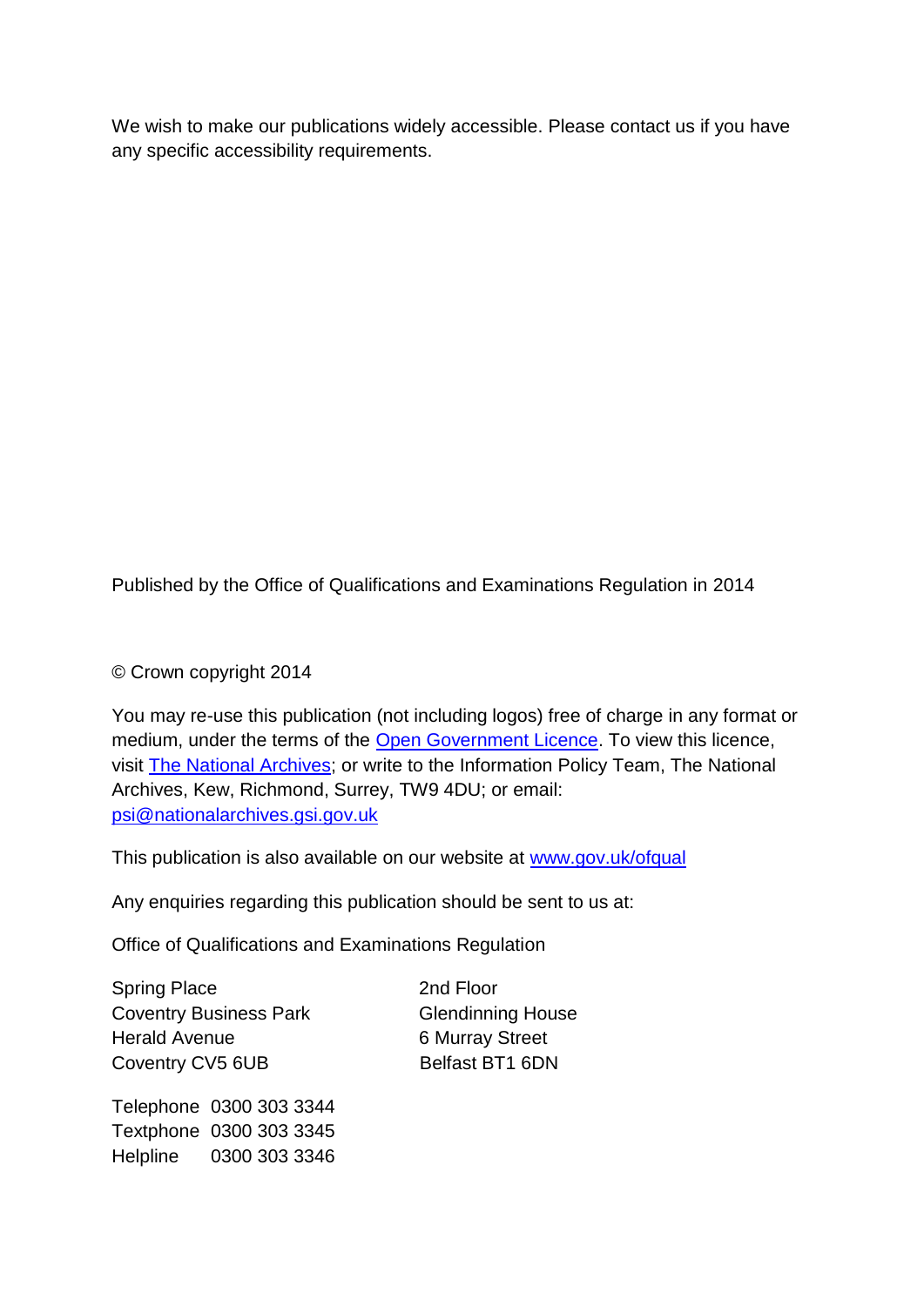We wish to make our publications widely accessible. Please contact us if you have any specific accessibility requirements.

Published by the Office of Qualifications and Examinations Regulation in 2014

© Crown copyright 2014

You may re-use this publication (not including logos) free of charge in any format or medium, under the terms of the [Open Government Licence](http://www.nationalarchives.gov.uk/doc/open-government-licence/). To view this licence, visit [The National Archives](http://www.nationalarchives.gov.uk/doc/open-government-licence/); or write to the Information Policy Team, The National Archives, Kew, Richmond, Surrey, TW9 4DU; or email: [psi@nationalarchives.gsi.gov.uk](mailto:psi@nationalarchives.gsi.gov.uk)

This publication is also available on our website at [www.gov.uk/ofqual](http://www.gov.uk/ofqual)

Any enquiries regarding this publication should be sent to us at:

Office of Qualifications and Examinations Regulation

Spring Place
Coventry Business Park
Herald Avenue
Coventry CV5 6UB

2nd Floor
Glendinning House
6 Murray Street
Belfast BT1 6DN

Telephone 0300 303 3344
Textphone 0300 303 3345
Helpline 0300 303 3346